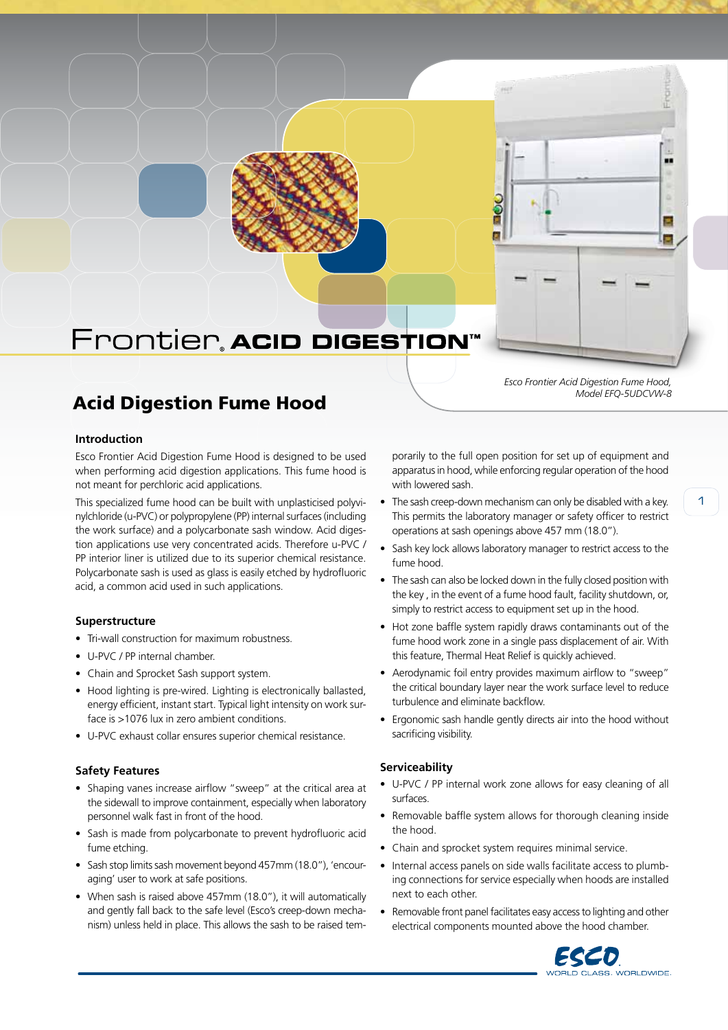# Frontier® ACID DIGESTION™

*Esco Frontier Acid Digestion Fume Hood, Model EFQ-5UDCVW-8*

## Acid Digestion Fume Hood

### Introduction

Esco Frontier Acid Digestion Fume Hood is designed to be used when performing acid digestion applications. This fume hood is not meant for perchloric acid applications.

This specialized fume hood can be built with unplasticised polyvinylchloride (u-PVC) or polypropylene (PP) internal surfaces (including the work surface) and a polycarbonate sash window. Acid digestion applications use very concentrated acids. Therefore u-PVC / PP interior liner is utilized due to its superior chemical resistance. Polycarbonate sash is used as glass is easily etched by hydrofluoric acid, a common acid used in such applications.

### Superstructure

- Tri-wall construction for maximum robustness.
- U-PVC / PP internal chamber.
- Chain and Sprocket Sash support system.
- Hood lighting is pre-wired. Lighting is electronically ballasted, energy efficient, instant start. Typical light intensity on work surface is >1076 lux in zero ambient conditions.
- U-PVC exhaust collar ensures superior chemical resistance.

### Safety Features

- Shaping vanes increase airflow "sweep" at the critical area at the sidewall to improve containment, especially when laboratory personnel walk fast in front of the hood.
- Sash is made from polycarbonate to prevent hydrofluoric acid fume etching.
- Sash stop limits sash movement beyond 457mm (18.0"), 'encouraging' user to work at safe positions.
- When sash is raised above 457mm (18.0"), it will automatically and gently fall back to the safe level (Esco's creep-down mechanism) unless held in place. This allows the sash to be raised temporarily to the full open position for set up of equipment and apparatus in hood, while enforcing regular operation of the hood with lowered sash.
- The sash creep-down mechanism can only be disabled with a key. This permits the laboratory manager or safety officer to restrict operations at sash openings above 457 mm (18.0").
- Sash key lock allows laboratory manager to restrict access to the fume hood.
- The sash can also be locked down in the fully closed position with the key , in the event of a fume hood fault, facility shutdown, or, simply to restrict access to equipment set up in the hood.
- Hot zone baffle system rapidly draws contaminants out of the fume hood work zone in a single pass displacement of air. With this feature, Thermal Heat Relief is quickly achieved.
- Aerodynamic foil entry provides maximum airflow to "sweep" the critical boundary layer near the work surface level to reduce turbulence and eliminate backflow.
- Ergonomic sash handle gently directs air into the hood without sacrificing visibility.

### Serviceability

- U-PVC / PP internal work zone allows for easy cleaning of all surfaces.
- Removable baffle system allows for thorough cleaning inside the hood.
- Chain and sprocket system requires minimal service.
- Internal access panels on side walls facilitate access to plumbing connections for service especially when hoods are installed next to each other.
- Removable front panel facilitates easy access to lighting and other electrical components mounted above the hood chamber.

ESCO WORLD CLASS. WORLDWIDE.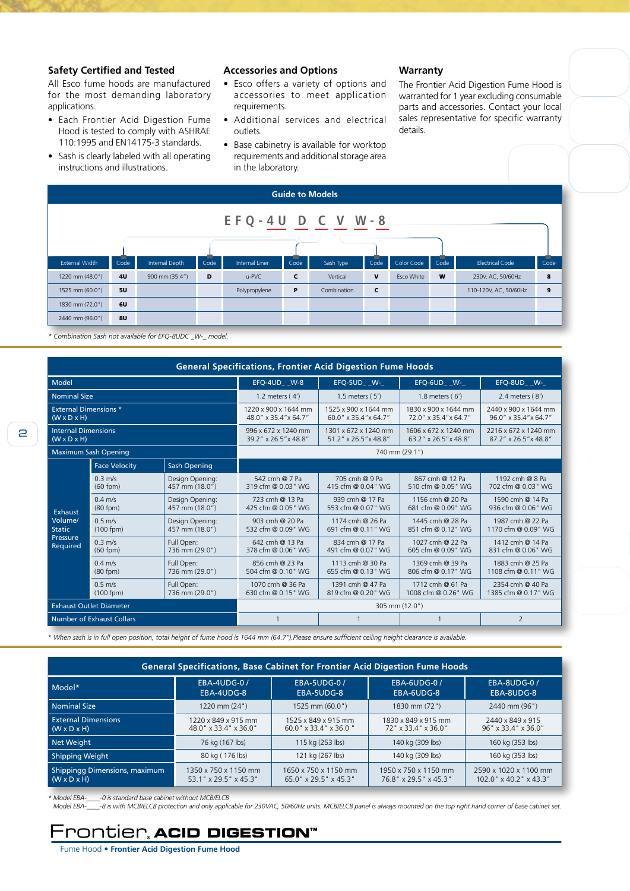### Safety Certified and Tested

All Esco fume hoods are manufactured for the most demanding laboratory applications.

- Each Frontier Acid Digestion Fume Hood is tested to comply with ASHRAE 110:1995 and EN14175-3 standards.
- Sash is clearly labeled with all operating instructions and illustrations.

### Accessories and Options

- Esco offers a variety of options and accessories to meet application requirements.
- Additional services and electrical outlets.
- Base cabinetry is available for worktop requirements and additional storage area in the laboratory.

### Warranty

The Frontier Acid Digestion Fume Hood is warranted for 1 year excluding consumable parts and accessories. Contact your local sales representative for specific warranty details.

## Guide to Models

**EFQ - 4U D C V W - 8**

| External Width | Code | Internal Depth | Code | Internal Liner | Code | Sash Type | Code | Color Code | Code | Electrical Code | Code |
|---|---|---|---|---|---|---|---|---|---|---|---|
| 1220 mm (48.0") | 4U | 900 mm (35.4") | D | u-PVC | C | Vertical | V | Esco White | W | 230V, AC, 50/60Hz | 8 |
| 1525 mm (60.0") | 5U | | | Polypropylene | P | Combination | C | | | 110-120V, AC, 50/60Hz | 9 |
| 1830 mm (72.0") | 6U | | | | | | | | | | |
| 2440 mm (96.0") | 8U | | | | | | | | | | |

*\* Combination Sash not available for EFQ-8UDC _W-_ model.*

## General Specifications, Frontier Acid Digestion Fume Hoods

| Model | | | EFQ-4UD_ _W-8 | EFQ-5UD_ _W-_ | EFQ-6UD_ _W-_ | EFQ-8UD_ _W-_ |
|---|---|---|---|---|---|---|
| Nominal Size | | | 1.2 meters ( 4') | 1.5 meters ( 5') | 1.8 meters ( 6') | 2.4 meters ( 8') |
| External Dimensions * (W x D x H) | | | 1220 x 900 x 1644 mm 48.0" x 35.4" x 64.7" | 1525 x 900 x 1644 mm 60.0" x 35.4" x 64.7" | 1830 x 900 x 1644 mm 72.0" x 35.4" x 64.7" | 2440 x 900 x 1644 mm 96.0" x 35.4" x 64.7" |
| Internal Dimensions (W x D x H) | | | 996 x 672 x 1240 mm 39.2" x 26.5" x 48.8" | 1301 x 672 x 1240 mm 51.2" x 26.5" x 48.8" | 1606 x 672 x 1240 mm 63.2" x 26.5" x 48.8" | 2216 x 672 x 1240 mm 87.2" x 26.5" x 48.8" |
| Maximum Sash Opening | | | 740 mm (29.1") | | | |
| Exhaust Volume/ Static Pressure Required | Face Velocity | Sash Opening | | | | |
| | 0.3 m/s (60 fpm) | Design Opening: 457 mm (18.0") | 542 cmh @ 7 Pa 319 cfm @ 0.03" WG | 705 cmh @ 9 Pa 415 cfm @ 0.04" WG | 867 cmh @ 12 Pa 510 cfm @ 0.05" WG | 1192 cmh @ 8 Pa 702 cfm @ 0.03" WG |
| | 0.4 m/s (80 fpm) | Design Opening: 457 mm (18.0") | 723 cmh @ 13 Pa 425 cfm @ 0.05" WG | 939 cmh @ 17 Pa 553 cfm @ 0.07" WG | 1156 cmh @ 20 Pa 681 cfm @ 0.09" WG | 1590 cmh @ 14 Pa 936 cfm @ 0.06" WG |
| | 0.5 m/s (100 fpm) | Design Opening: 457 mm (18.0") | 903 cmh @ 20 Pa 532 cfm @ 0.09" WG | 1174 cmh @ 26 Pa 691 cfm @ 0.11" WG | 1445 cmh @ 28 Pa 851 cfm @ 0.12" WG | 1987 cmh @ 22 Pa 1170 cfm @ 0.09" WG |
| | 0.3 m/s (60 fpm) | Full Open: 736 mm (29.0") | 642 cmh @ 13 Pa 378 cfm @ 0.06" WG | 834 cmh @ 17 Pa 491 cfm @ 0.07" WG | 1027 cmh @ 22 Pa 605 cfm @ 0.09" WG | 1412 cmh @ 14 Pa 831 cfm @ 0.06" WG |
| | 0.4 m/s (80 fpm) | Full Open: 736 mm (29.0") | 856 cmh @ 23 Pa 504 cfm @ 0.10" WG | 1113 cmh @ 30 Pa 655 cfm @ 0.13" WG | 1369 cmh @ 39 Pa 806 cfm @ 0.17" WG | 1883 cmh @ 25 Pa 1108 cfm @ 0.11" WG |
| | 0.5 m/s (100 fpm) | Full Open: 736 mm (29.0") | 1070 cmh @ 36 Pa 630 cfm @ 0.15" WG | 1391 cmh @ 47 Pa 819 cfm @ 0.20" WG | 1712 cmh @ 61 Pa 1008 cfm @ 0.26" WG | 2354 cmh @ 40 Pa 1385 cfm @ 0.17" WG |
| Exhaust Outlet Diameter | | | 305 mm (12.0") | | | |
| Number of Exhaust Collars | | | 1 | 1 | 1 | 2 |

*\* When sash is in full open position, total height of fume hood is 1644 mm (64.7").Please ensure sufficient ceiling height clearance is available.*

## General Specifications, Base Cabinet for Frontier Acid Digestion Fume Hoods

| Model* | EBA-4UDG-0 / EBA-4UDG-8 | EBA-5UDG-0 / EBA-5UDG-8 | EBA-6UDG-0 / EBA-6UDG-8 | EBA-8UDG-0 / EBA-8UDG-8 |
|---|---|---|---|---|
| Nominal Size | 1220 mm (24") | 1525 mm (60.0") | 1830 mm (72") | 2440 mm (96") |
| External Dimensions (W x D x H) | 1220 x 849 x 915 mm 48.0" x 33.4" x 36.0" | 1525 x 849 x 915 mm 60.0" x 33.4" x 36.0 " | 1830 x 849 x 915 mm 72" x 33.4" x 36.0" | 2440 x 849 x 915 96" x 33.4" x 36.0" |
| Net Weight | 76 kg (167 lbs) | 115 kg (253 lbs) | 140 kg (309 lbs) | 160 kg (353 lbs) |
| Shipping Weight | 80 kg ( 176 lbs) | 121 kg (267 lbs) | 140 kg (309 lbs) | 160 kg (353 lbs) |
| Shippingg Dimensions, maximum (W x D x H) | 1350 x 750 x 1150 mm 53.1" x 29.5" x 45.3" | 1650 x 750 x 1150 mm 65.0" x 29.5" x 45.3" | 1950 x 750 x 1150 mm 76.8" x 29.5" x 45.3" | 2590 x 1020 x 1100 mm 102.0" x 40.2" x 43.3" |

*\* Model EBA-____-0 is standard base cabinet without MCB/ELCB*
*Model EBA-____-8 is with MCB/ELCB protection and only applicable for 230VAC, 50/60Hz units. MCB/ELCB panel is always mounted on the top right hand corner of base cabinet set.*

**Frontier ACID DIGESTION™**

Fume Hood • **Frontier Acid Digestion Fume Hood**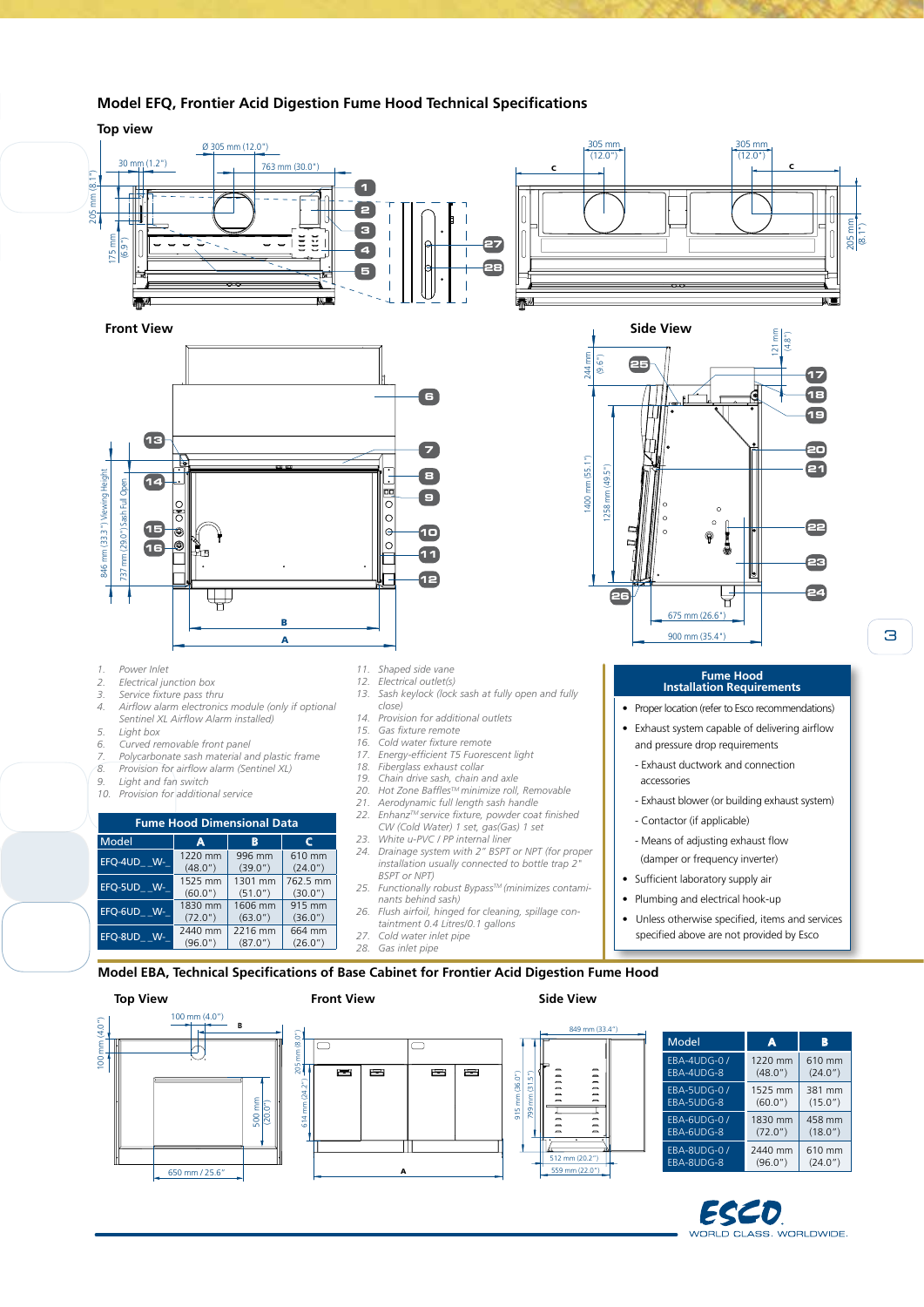## Model EFQ, Frontier Acid Digestion Fume Hood Technical Specifications

**Top view**

**Front View**

**Side View**

1. Power Inlet
2. Electrical junction box
3. Service fixture pass thru
4. Airflow alarm electronics module (only if optional Sentinel XL Airflow Alarm installed)
5. Light box
6. Curved removable front panel
7. Polycarbonate sash material and plastic frame
8. Provision for airflow alarm (Sentinel XL)
9. Light and fan switch
10. Provision for additional service
11. Shaped side vane
12. Electrical outlet(s)
13. Sash keylock (lock sash at fully open and fully close)
14. Provision for additional outlets
15. Gas fixture remote
16. Cold water fixture remote
17. Energy-efficient T5 Fuorescent light
18. Fiberglass exhaust collar
19. Chain drive sash, chain and axle
20. Hot Zone Baffles™ minimize roll, Removable
21. Aerodynamic full length sash handle
22. Enhanz™ service fixture, powder coat finished CW (Cold Water) 1 set, gas(Gas) 1 set
23. White u-PVC / PP internal liner
24. Drainage system with 2" BSPT or NPT (for proper installation usually connected to bottle trap 2" BSPT or NPT)
25. Functionally robust Bypass™ (minimizes contaminants behind sash)
26. Flush airfoil, hinged for cleaning, spillage containment 0.4 Litres/0.1 gallons
27. Cold water inlet pipe
28. Gas inlet pipe

**Fume Hood Dimensional Data**

| Model | A | B | C |
|---|---|---|---|
| EFQ-4UD_ _W-_ | 1220 mm (48.0") | 996 mm (39.0") | 610 mm (24.0") |
| EFQ-5UD_ _W-_ | 1525 mm (60.0") | 1301 mm (51.0") | 762.5 mm (30.0") |
| EFQ-6UD_ _W-_ | 1830 mm (72.0") | 1606 mm (63.0") | 915 mm (36.0") |
| EFQ-8UD_ _W-_ | 2440 mm (96.0") | 2216 mm (87.0") | 664 mm (26.0") |

**Fume Hood Installation Requirements**

- Proper location (refer to Esco recommendations)
- Exhaust system capable of delivering airflow and pressure drop requirements
  - Exhaust ductwork and connection accessories
  - Exhaust blower (or building exhaust system)
  - Contactor (if applicable)
  - Means of adjusting exhaust flow (damper or frequency inverter)
- Sufficient laboratory supply air
- Plumbing and electrical hook-up
- Unless otherwise specified, items and services specified above are not provided by Esco

## Model EBA, Technical Specifications of Base Cabinet for Frontier Acid Digestion Fume Hood

**Top View**

**Front View**

**Side View**

| Model | A | B |
|---|---|---|
| EBA-4UDG-0 / EBA-4UDG-8 | 1220 mm (48.0") | 610 mm (24.0") |
| EBA-5UDG-0 / EBA-5UDG-8 | 1525 mm (60.0") | 381 mm (15.0") |
| EBA-6UDG-0 / EBA-6UDG-8 | 1830 mm (72.0") | 458 mm (18.0") |
| EBA-8UDG-0 / EBA-8UDG-8 | 2440 mm (96.0") | 610 mm (24.0") |

ESCO WORLD CLASS. WORLDWIDE.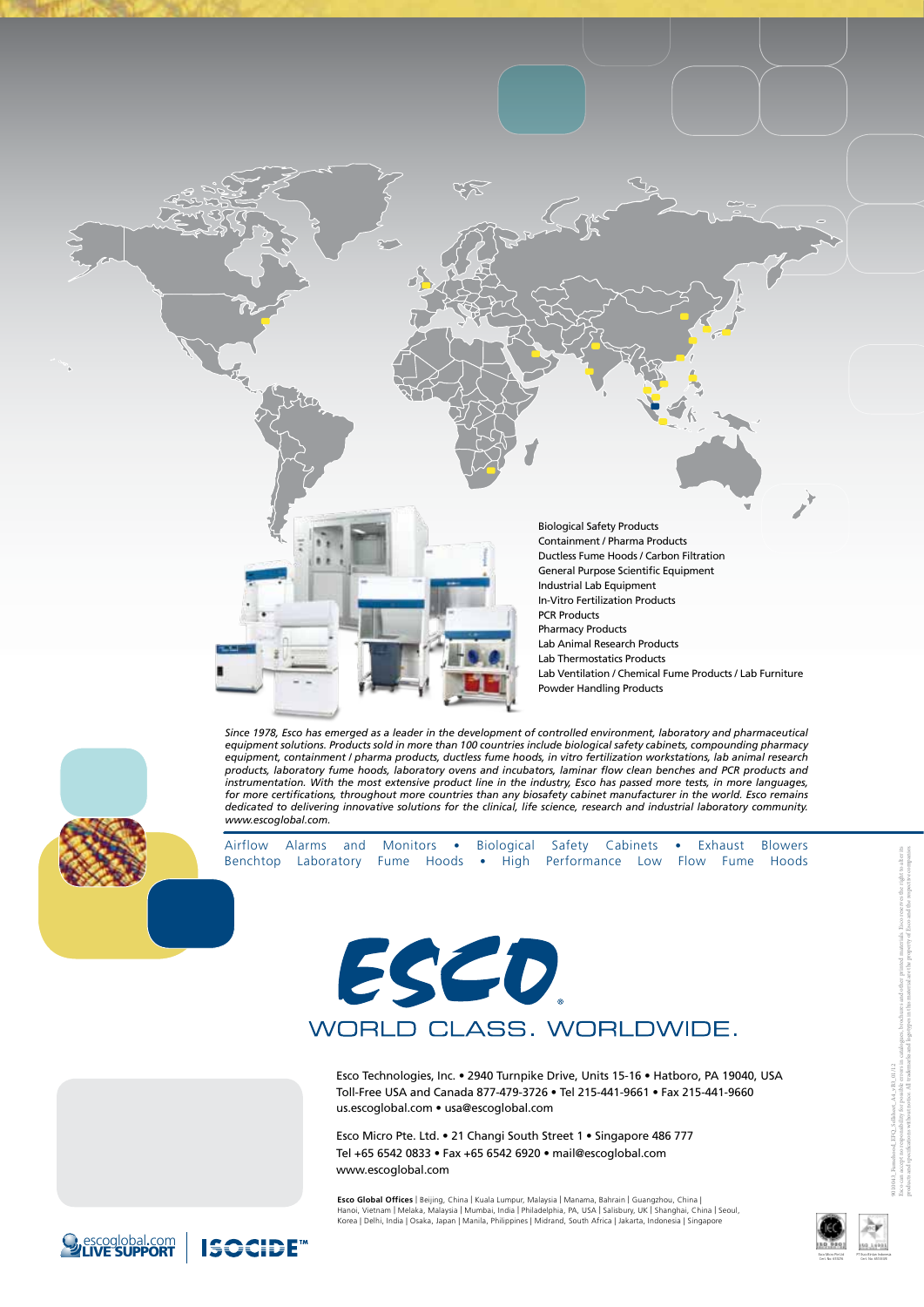Biological Safety Products
Containment / Pharma Products
Ductless Fume Hoods / Carbon Filtration
General Purpose Scientific Equipment
Industrial Lab Equipment
In-Vitro Fertilization Products
PCR Products
Pharmacy Products
Lab Animal Research Products
Lab Thermostatics Products
Lab Ventilation / Chemical Fume Products / Lab Furniture
Powder Handling Products

*Since 1978, Esco has emerged as a leader in the development of controlled environment, laboratory and pharmaceutical equipment solutions. Products sold in more than 100 countries include biological safety cabinets, compounding pharmacy equipment, containment / pharma products, ductless fume hoods, in vitro fertilization workstations, lab animal research products, laboratory fume hoods, laboratory ovens and incubators, laminar flow clean benches and PCR products and instrumentation. With the most extensive product line in the industry, Esco has passed more tests, in more languages, for more certifications, throughout more countries than any biosafety cabinet manufacturer in the world. Esco remains dedicated to delivering innovative solutions for the clinical, life science, research and industrial laboratory community. www.escoglobal.com.*

Airflow Alarms and Monitors • Biological Safety Cabinets • Exhaust Blowers Benchtop Laboratory Fume Hoods • High Performance Low Flow Fume Hoods

ESCO®

WORLD CLASS. WORLDWIDE.

Esco Technologies, Inc. • 2940 Turnpike Drive, Units 15-16 • Hatboro, PA 19040, USA
Toll-Free USA and Canada 877-479-3726 • Tel 215-441-9661 • Fax 215-441-9660
us.escoglobal.com • usa@escoglobal.com

Esco Micro Pte. Ltd. • 21 Changi South Street 1 • Singapore 486 777
Tel +65 6542 0833 • Fax +65 6542 6920 • mail@escoglobal.com
www.escoglobal.com

**Esco Global Offices** | Beijing, China | Kuala Lumpur, Malaysia | Manama, Bahrain | Guangzhou, China | Hanoi, Vietnam | Melaka, Malaysia | Mumbai, India | Philadelphia, PA, USA | Salisbury, UK | Shanghai, China | Seoul, Korea | Delhi, India | Osaka, Japan | Manila, Philippines | Midrand, South Africa | Jakarta, Indonesia | Singapore

escoglobal.com LIVE SUPPORT | ISOCIDE™